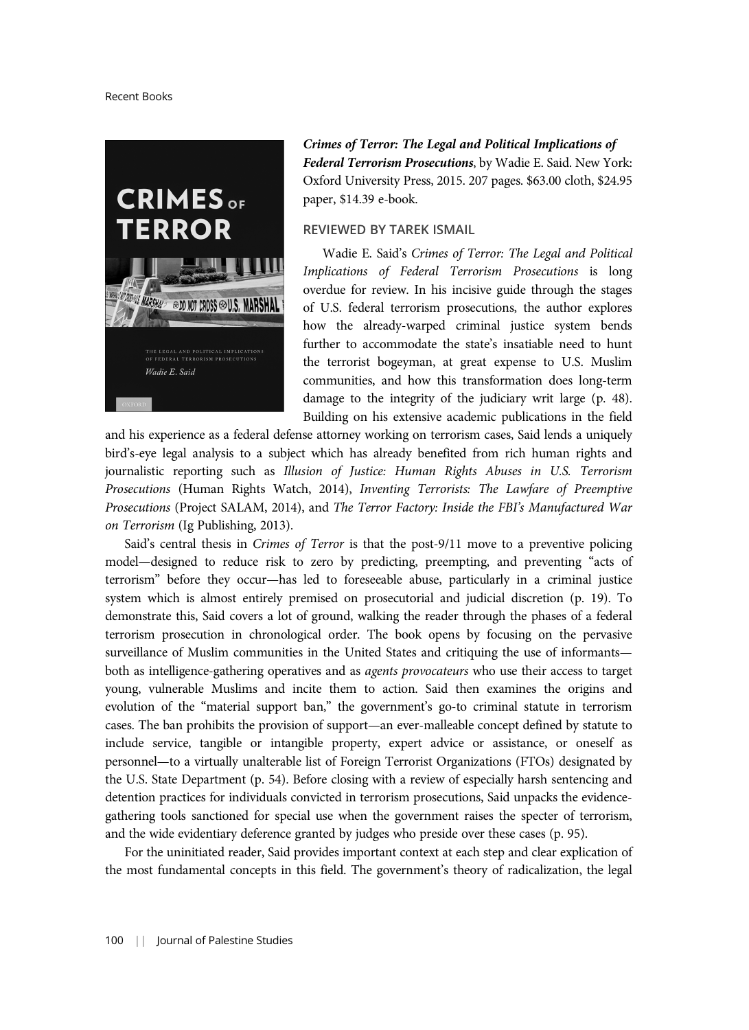***Crimes of Terror: The Legal and Political Implications of Federal Terrorism Prosecutions***, by Wadie E. Said. New York: Oxford University Press, 2015. 207 pages. $63.00 cloth, $24.95 paper, $14.39 e-book.

REVIEWED BY TAREK ISMAIL

Wadie E. Said's *Crimes of Terror: The Legal and Political Implications of Federal Terrorism Prosecutions* is long overdue for review. In his incisive guide through the stages of U.S. federal terrorism prosecutions, the author explores how the already-warped criminal justice system bends further to accommodate the state's insatiable need to hunt the terrorist bogeyman, at great expense to U.S. Muslim communities, and how this transformation does long-term damage to the integrity of the judiciary writ large (p. 48). Building on his extensive academic publications in the field and his experience as a federal defense attorney working on terrorism cases, Said lends a uniquely bird's-eye legal analysis to a subject which has already benefited from rich human rights and journalistic reporting such as *Illusion of Justice: Human Rights Abuses in U.S. Terrorism Prosecutions* (Human Rights Watch, 2014), *Inventing Terrorists: The Lawfare of Preemptive Prosecutions* (Project SALAM, 2014), and *The Terror Factory: Inside the FBI's Manufactured War on Terrorism* (Ig Publishing, 2013).

Said's central thesis in *Crimes of Terror* is that the post-9/11 move to a preventive policing model—designed to reduce risk to zero by predicting, preempting, and preventing "acts of terrorism" before they occur—has led to foreseeable abuse, particularly in a criminal justice system which is almost entirely premised on prosecutorial and judicial discretion (p. 19). To demonstrate this, Said covers a lot of ground, walking the reader through the phases of a federal terrorism prosecution in chronological order. The book opens by focusing on the pervasive surveillance of Muslim communities in the United States and critiquing the use of informants—both as intelligence-gathering operatives and as *agents provocateurs* who use their access to target young, vulnerable Muslims and incite them to action. Said then examines the origins and evolution of the "material support ban," the government's go-to criminal statute in terrorism cases. The ban prohibits the provision of support—an ever-malleable concept defined by statute to include service, tangible or intangible property, expert advice or assistance, or oneself as personnel—to a virtually unalterable list of Foreign Terrorist Organizations (FTOs) designated by the U.S. State Department (p. 54). Before closing with a review of especially harsh sentencing and detention practices for individuals convicted in terrorism prosecutions, Said unpacks the evidence-gathering tools sanctioned for special use when the government raises the specter of terrorism, and the wide evidentiary deference granted by judges who preside over these cases (p. 95).

For the uninitiated reader, Said provides important context at each step and clear explication of the most fundamental concepts in this field. The government's theory of radicalization, the legal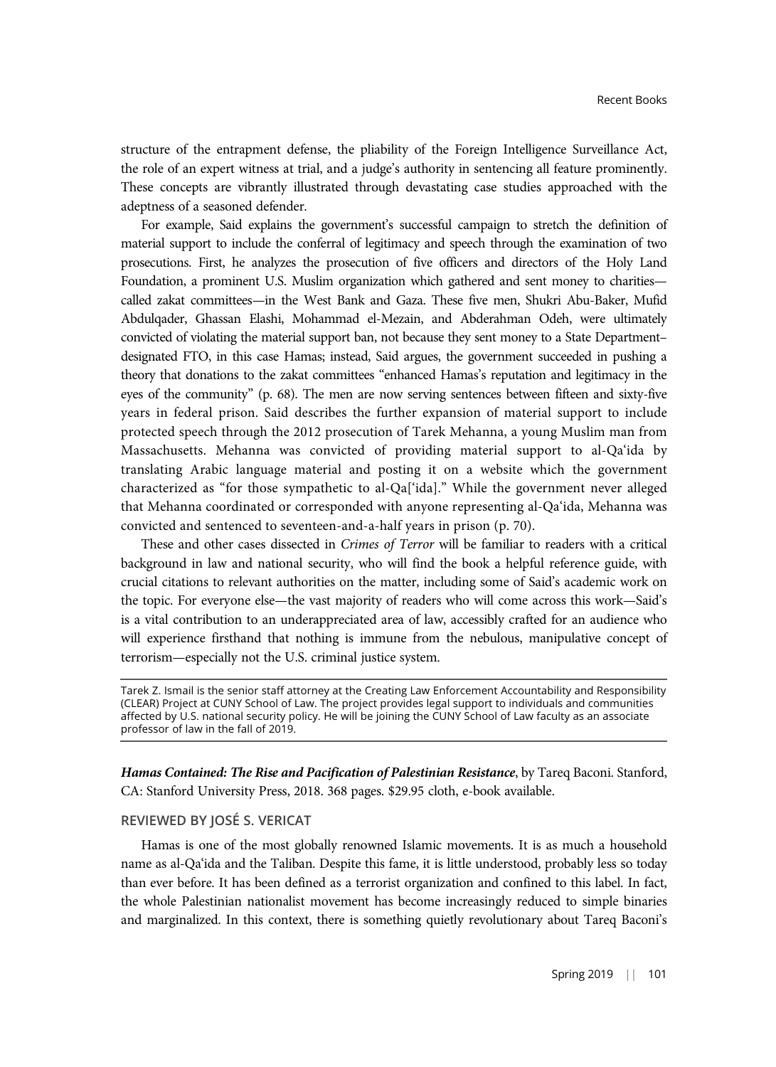structure of the entrapment defense, the pliability of the Foreign Intelligence Surveillance Act, the role of an expert witness at trial, and a judge's authority in sentencing all feature prominently. These concepts are vibrantly illustrated through devastating case studies approached with the adeptness of a seasoned defender.

For example, Said explains the government's successful campaign to stretch the definition of material support to include the conferral of legitimacy and speech through the examination of two prosecutions. First, he analyzes the prosecution of five officers and directors of the Holy Land Foundation, a prominent U.S. Muslim organization which gathered and sent money to charities—called zakat committees—in the West Bank and Gaza. These five men, Shukri Abu-Baker, Mufid Abdulqader, Ghassan Elashi, Mohammad el-Mezain, and Abderahman Odeh, were ultimately convicted of violating the material support ban, not because they sent money to a State Department–designated FTO, in this case Hamas; instead, Said argues, the government succeeded in pushing a theory that donations to the zakat committees "enhanced Hamas's reputation and legitimacy in the eyes of the community" (p. 68). The men are now serving sentences between fifteen and sixty-five years in federal prison. Said describes the further expansion of material support to include protected speech through the 2012 prosecution of Tarek Mehanna, a young Muslim man from Massachusetts. Mehanna was convicted of providing material support to al-Qa'ida by translating Arabic language material and posting it on a website which the government characterized as "for those sympathetic to al-Qa['ida]." While the government never alleged that Mehanna coordinated or corresponded with anyone representing al-Qa'ida, Mehanna was convicted and sentenced to seventeen-and-a-half years in prison (p. 70).

These and other cases dissected in *Crimes of Terror* will be familiar to readers with a critical background in law and national security, who will find the book a helpful reference guide, with crucial citations to relevant authorities on the matter, including some of Said's academic work on the topic. For everyone else—the vast majority of readers who will come across this work—Said's is a vital contribution to an underappreciated area of law, accessibly crafted for an audience who will experience firsthand that nothing is immune from the nebulous, manipulative concept of terrorism—especially not the U.S. criminal justice system.

---

Tarek Z. Ismail is the senior staff attorney at the Creating Law Enforcement Accountability and Responsibility (CLEAR) Project at CUNY School of Law. The project provides legal support to individuals and communities affected by U.S. national security policy. He will be joining the CUNY School of Law faculty as an associate professor of law in the fall of 2019.

---

***Hamas Contained: The Rise and Pacification of Palestinian Resistance***, by Tareq Baconi. Stanford, CA: Stanford University Press, 2018. 368 pages. $29.95 cloth, e-book available.

## REVIEWED BY JOSÉ S. VERICAT

Hamas is one of the most globally renowned Islamic movements. It is as much a household name as al-Qa'ida and the Taliban. Despite this fame, it is little understood, probably less so today than ever before. It has been defined as a terrorist organization and confined to this label. In fact, the whole Palestinian nationalist movement has become increasingly reduced to simple binaries and marginalized. In this context, there is something quietly revolutionary about Tareq Baconi's